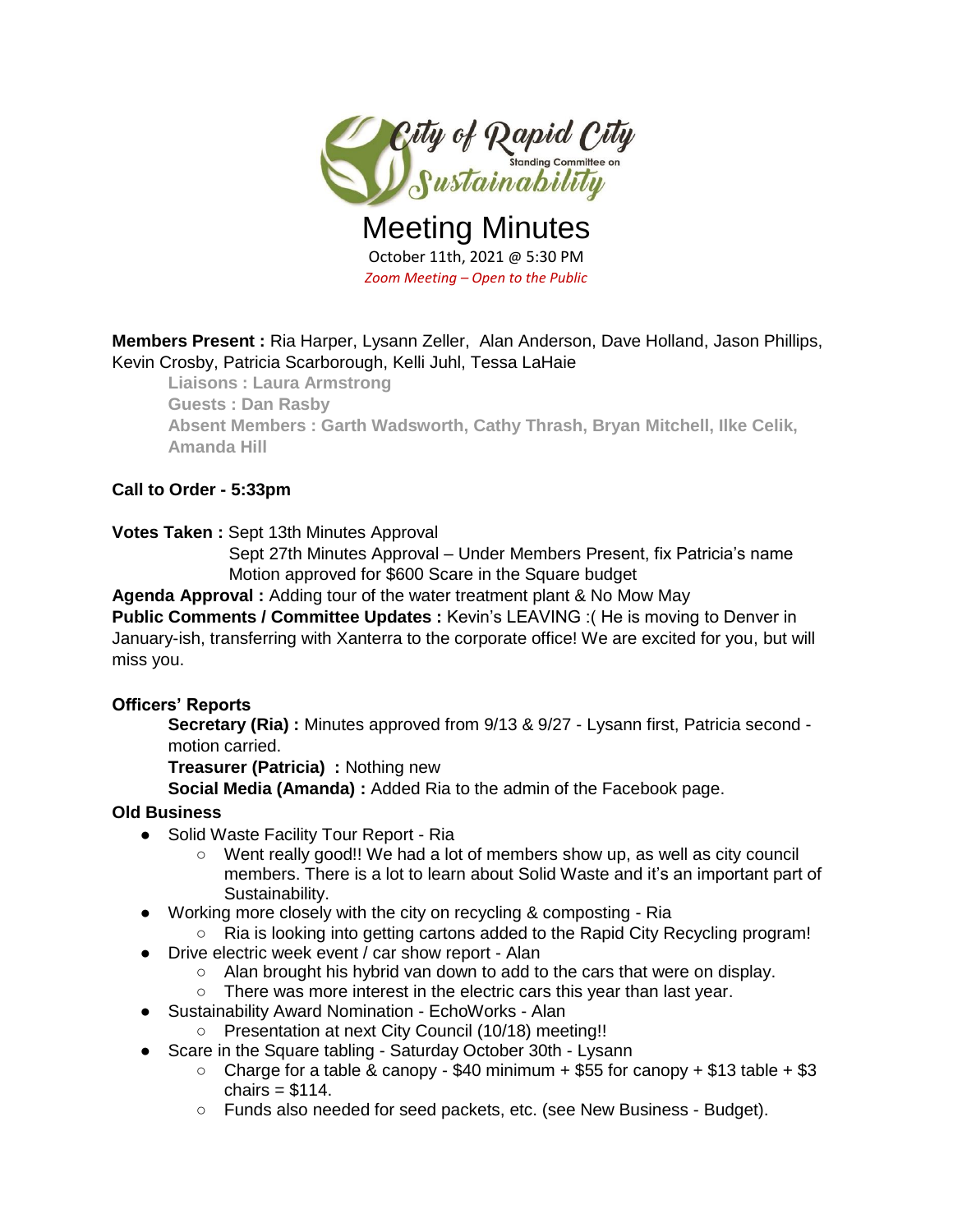City of Rapid City
Standing Committee on
Sustainability

# Meeting Minutes

October 11th, 2021 @ 5:30 PM

*Zoom Meeting – Open to the Public*

**Members Present :** Ria Harper, Lysann Zeller, Alan Anderson, Dave Holland, Jason Phillips, Kevin Crosby, Patricia Scarborough, Kelli Juhl, Tessa LaHaie

**Liaisons : Laura Armstrong**

**Guests : Dan Rasby**

**Absent Members : Garth Wadsworth, Cathy Thrash, Bryan Mitchell, Ilke Celik, Amanda Hill**

**Call to Order - 5:33pm**

**Votes Taken :** Sept 13th Minutes Approval

Sept 27th Minutes Approval – Under Members Present, fix Patricia's name

Motion approved for $600 Scare in the Square budget

**Agenda Approval :** Adding tour of the water treatment plant & No Mow May

**Public Comments / Committee Updates :** Kevin's LEAVING :( He is moving to Denver in January-ish, transferring with Xanterra to the corporate office! We are excited for you, but will miss you.

**Officers' Reports**

**Secretary (Ria) :** Minutes approved from 9/13 & 9/27 - Lysann first, Patricia second - motion carried.

**Treasurer (Patricia) :** Nothing new

**Social Media (Amanda) :** Added Ria to the admin of the Facebook page.

**Old Business**

- Solid Waste Facility Tour Report - Ria
  - Went really good!! We had a lot of members show up, as well as city council members. There is a lot to learn about Solid Waste and it's an important part of Sustainability.
- Working more closely with the city on recycling & composting - Ria
  - Ria is looking into getting cartons added to the Rapid City Recycling program!
- Drive electric week event / car show report - Alan
  - Alan brought his hybrid van down to add to the cars that were on display.
  - There was more interest in the electric cars this year than last year.
- Sustainability Award Nomination - EchoWorks - Alan
  - Presentation at next City Council (10/18) meeting!!
- Scare in the Square tabling - Saturday October 30th - Lysann
  - Charge for a table & canopy - $40 minimum + $55 for canopy + $13 table + $3 chairs = $114.
  - Funds also needed for seed packets, etc. (see New Business - Budget).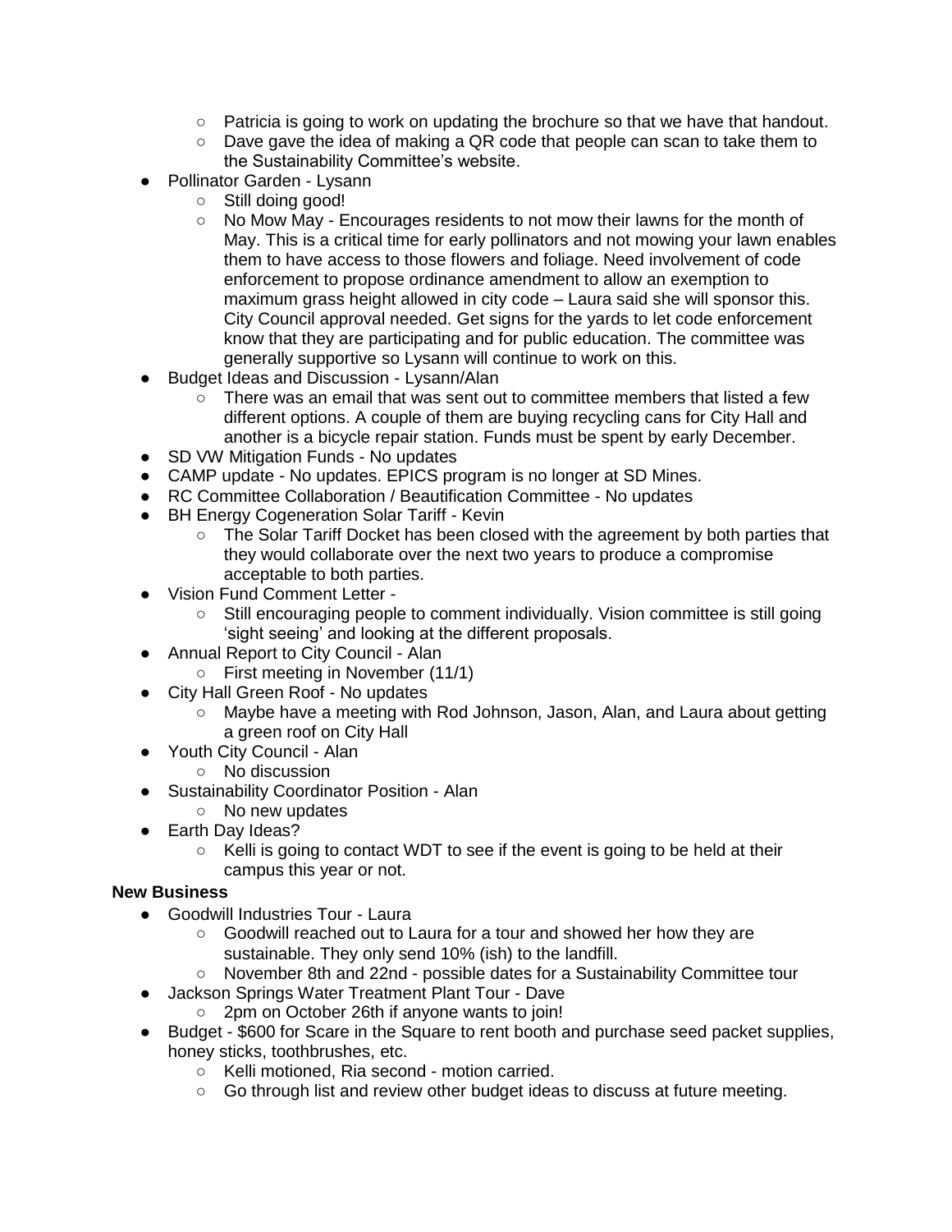- Patricia is going to work on updating the brochure so that we have that handout.
    - Dave gave the idea of making a QR code that people can scan to take them to the Sustainability Committee's website.
- Pollinator Garden - Lysann
    - Still doing good!
    - No Mow May - Encourages residents to not mow their lawns for the month of May. This is a critical time for early pollinators and not mowing your lawn enables them to have access to those flowers and foliage. Need involvement of code enforcement to propose ordinance amendment to allow an exemption to maximum grass height allowed in city code – Laura said she will sponsor this. City Council approval needed. Get signs for the yards to let code enforcement know that they are participating and for public education. The committee was generally supportive so Lysann will continue to work on this.
- Budget Ideas and Discussion - Lysann/Alan
    - There was an email that was sent out to committee members that listed a few different options. A couple of them are buying recycling cans for City Hall and another is a bicycle repair station. Funds must be spent by early December.
- SD VW Mitigation Funds - No updates
- CAMP update - No updates. EPICS program is no longer at SD Mines.
- RC Committee Collaboration / Beautification Committee - No updates
- BH Energy Cogeneration Solar Tariff - Kevin
    - The Solar Tariff Docket has been closed with the agreement by both parties that they would collaborate over the next two years to produce a compromise acceptable to both parties.
- Vision Fund Comment Letter -
    - Still encouraging people to comment individually. Vision committee is still going 'sight seeing' and looking at the different proposals.
- Annual Report to City Council - Alan
    - First meeting in November (11/1)
- City Hall Green Roof - No updates
    - Maybe have a meeting with Rod Johnson, Jason, Alan, and Laura about getting a green roof on City Hall
- Youth City Council - Alan
    - No discussion
- Sustainability Coordinator Position - Alan
    - No new updates
- Earth Day Ideas?
    - Kelli is going to contact WDT to see if the event is going to be held at their campus this year or not.

**New Business**

- Goodwill Industries Tour - Laura
    - Goodwill reached out to Laura for a tour and showed her how they are sustainable. They only send 10% (ish) to the landfill.
    - November 8th and 22nd - possible dates for a Sustainability Committee tour
- Jackson Springs Water Treatment Plant Tour - Dave
    - 2pm on October 26th if anyone wants to join!
- Budget - $600 for Scare in the Square to rent booth and purchase seed packet supplies, honey sticks, toothbrushes, etc.
    - Kelli motioned, Ria second - motion carried.
    - Go through list and review other budget ideas to discuss at future meeting.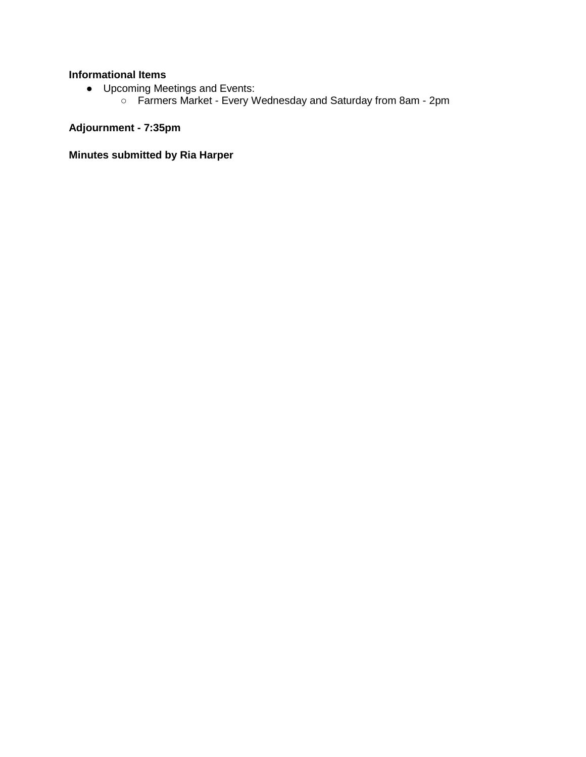**Informational Items**

- Upcoming Meetings and Events:
  - Farmers Market - Every Wednesday and Saturday from 8am - 2pm

**Adjournment - 7:35pm**

**Minutes submitted by Ria Harper**